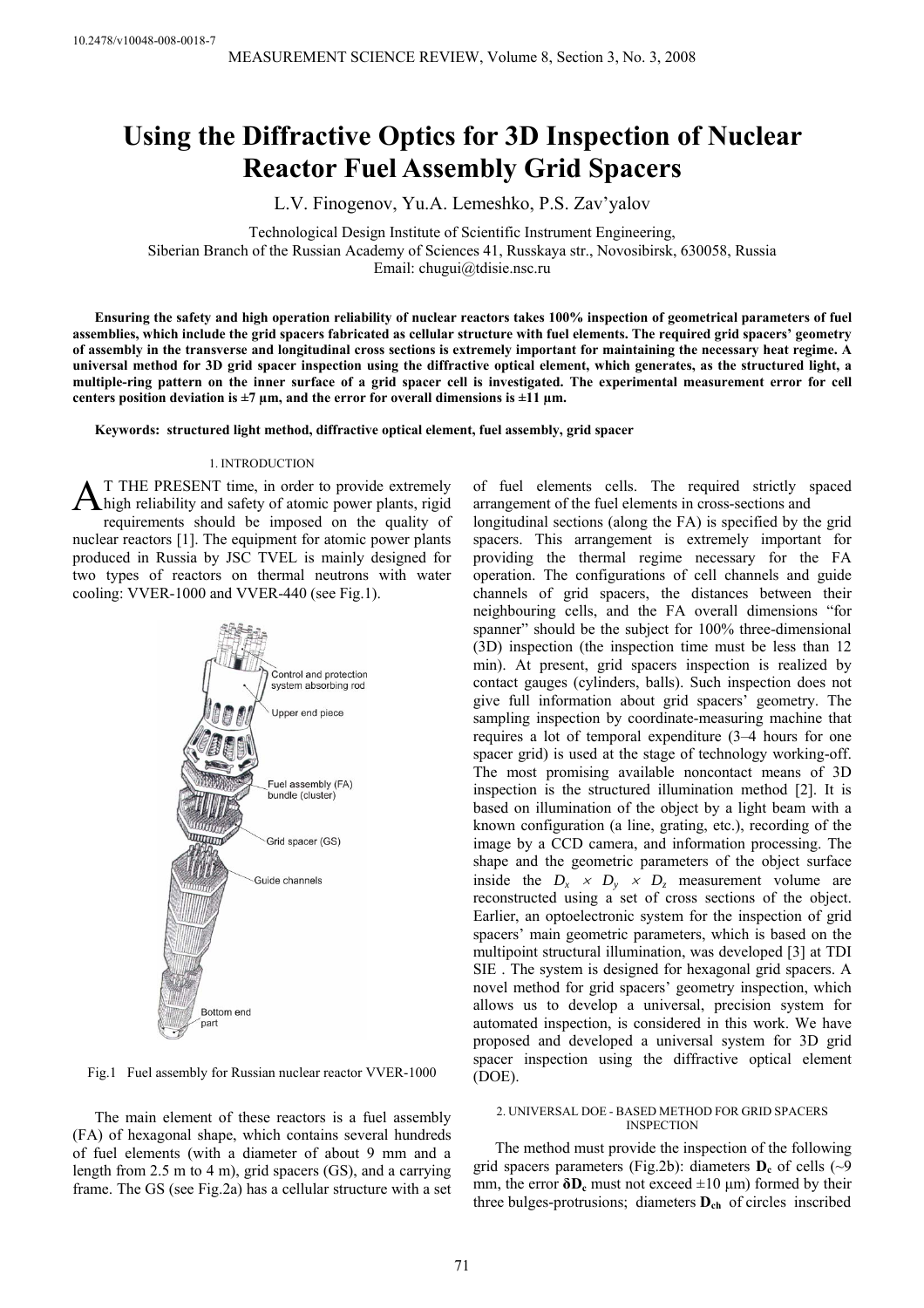10.2478/v10048-008-0018-7

# Using the Diffractive Optics for 3D Inspection of Nuclear Reactor Fuel Assembly Grid Spacers

L.V. Finogenov, Yu.A. Lemeshko, P.S. Zav'yalov

Technological Design Institute of Scientific Instrument Engineering,
Siberian Branch of the Russian Academy of Sciences 41, Russkaya str., Novosibirsk, 630058, Russia
Email: chugui@tdisie.nsc.ru

**Ensuring the safety and high operation reliability of nuclear reactors takes 100% inspection of geometrical parameters of fuel assemblies, which include the grid spacers fabricated as cellular structure with fuel elements. The required grid spacers' geometry of assembly in the transverse and longitudinal cross sections is extremely important for maintaining the necessary heat regime. A universal method for 3D grid spacer inspection using the diffractive optical element, which generates, as the structured light, a multiple-ring pattern on the inner surface of a grid spacer cell is investigated. The experimental measurement error for cell centers position deviation is ±7 µm, and the error for overall dimensions is ±11 µm.**

**Keywords: structured light method, diffractive optical element, fuel assembly, grid spacer**

## 1. INTRODUCTION

At the present time, in order to provide extremely high reliability and safety of atomic power plants, rigid requirements should be imposed on the quality of nuclear reactors [1]. The equipment for atomic power plants produced in Russia by JSC TVEL is mainly designed for two types of reactors on thermal neutrons with water cooling: VVER-1000 and VVER-440 (see Fig.1).

Fig.1 Fuel assembly for Russian nuclear reactor VVER-1000

The main element of these reactors is a fuel assembly (FA) of hexagonal shape, which contains several hundreds of fuel elements (with a diameter of about 9 mm and a length from 2.5 m to 4 m), grid spacers (GS), and a carrying frame. The GS (see Fig.2a) has a cellular structure with a set of fuel elements cells. The required strictly spaced arrangement of the fuel elements in cross-sections and longitudinal sections (along the FA) is specified by the grid spacers. This arrangement is extremely important for providing the thermal regime necessary for the FA operation. The configurations of cell channels and guide channels of grid spacers, the distances between their neighbouring cells, and the FA overall dimensions "for spanner" should be the subject for 100% three-dimensional (3D) inspection (the inspection time must be less than 12 min). At present, grid spacers inspection is realized by contact gauges (cylinders, balls). Such inspection does not give full information about grid spacers' geometry. The sampling inspection by coordinate-measuring machine that requires a lot of temporal expenditure (3–4 hours for one spacer grid) is used at the stage of technology working-off. The most promising available noncontact means of 3D inspection is the structured illumination method [2]. It is based on illumination of the object by a light beam with a known configuration (a line, grating, etc.), recording of the image by a CCD camera, and information processing. The shape and the geometric parameters of the object surface inside the $D_x \times D_y \times D_z$ measurement volume are reconstructed using a set of cross sections of the object. Earlier, an optoelectronic system for the inspection of grid spacers' main geometric parameters, which is based on the multipoint structural illumination, was developed [3] at TDI SIE. The system is designed for hexagonal grid spacers. A novel method for grid spacers' geometry inspection, which allows us to develop a universal, precision system for automated inspection, is considered in this work. We have proposed and developed a universal system for 3D grid spacer inspection using the diffractive optical element (DOE).

## 2. UNIVERSAL DOE - BASED METHOD FOR GRID SPACERS INSPECTION

The method must provide the inspection of the following grid spacers parameters (Fig.2b): diameters $\mathbf{D_c}$ of cells (~9 mm, the error $\boldsymbol{\delta}\mathbf{D_c}$ must not exceed ±10 µm) formed by their three bulges-protrusions; diameters $\mathbf{D_{ch}}$ of circles inscribed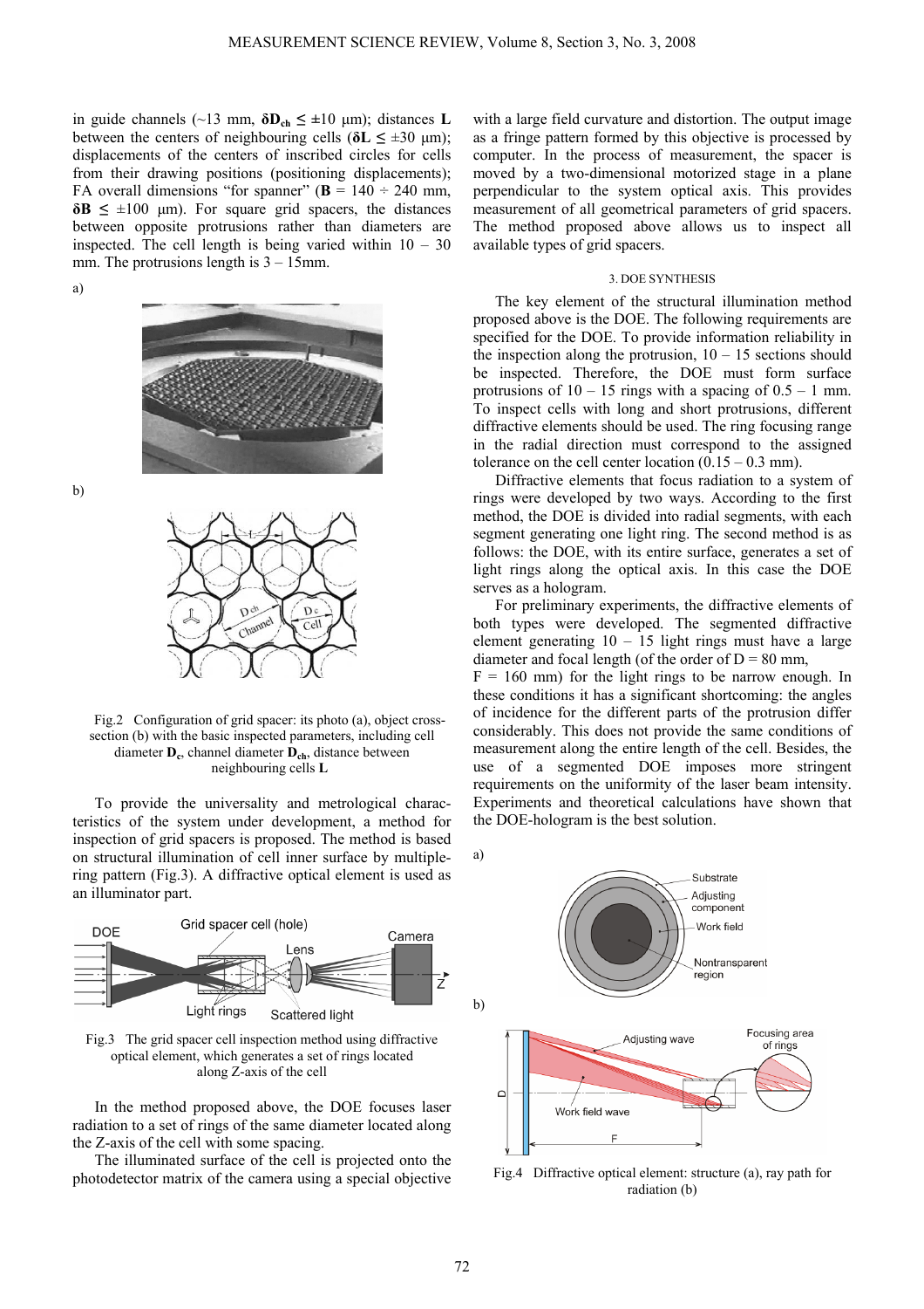in guide channels (~13 mm, $\delta D_{ch} \leq \pm 10$ μm); distances **L** between the centers of neighbouring cells ($\delta L \leq \pm 30$ μm); displacements of the centers of inscribed circles for cells from their drawing positions (positioning displacements); FA overall dimensions "for spanner" (**B** = 140 ÷ 240 mm, $\delta B \leq \pm 100$ μm). For square grid spacers, the distances between opposite protrusions rather than diameters are inspected. The cell length is being varied within 10 – 30 mm. The protrusions length is 3 – 15mm.

a)

b)

Fig.2 Configuration of grid spacer: its photo (a), object cross-section (b) with the basic inspected parameters, including cell diameter $D_c$, channel diameter $D_{ch}$, distance between neighbouring cells **L**

To provide the universality and metrological characteristics of the system under development, a method for inspection of grid spacers is proposed. The method is based on structural illumination of cell inner surface by multiple-ring pattern (Fig.3). A diffractive optical element is used as an illuminator part.

Fig.3 The grid spacer cell inspection method using diffractive optical element, which generates a set of rings located along Z-axis of the cell

In the method proposed above, the DOE focuses laser radiation to a set of rings of the same diameter located along the Z-axis of the cell with some spacing.

The illuminated surface of the cell is projected onto the photodetector matrix of the camera using a special objective with a large field curvature and distortion. The output image as a fringe pattern formed by this objective is processed by computer. In the process of measurement, the spacer is moved by a two-dimensional motorized stage in a plane perpendicular to the system optical axis. This provides measurement of all geometrical parameters of grid spacers. The method proposed above allows us to inspect all available types of grid spacers.

## 3. DOE SYNTHESIS

The key element of the structural illumination method proposed above is the DOE. The following requirements are specified for the DOE. To provide information reliability in the inspection along the protrusion, 10 – 15 sections should be inspected. Therefore, the DOE must form surface protrusions of 10 – 15 rings with a spacing of 0.5 – 1 mm. To inspect cells with long and short protrusions, different diffractive elements should be used. The ring focusing range in the radial direction must correspond to the assigned tolerance on the cell center location (0.15 – 0.3 mm).

Diffractive elements that focus radiation to a system of rings were developed by two ways. According to the first method, the DOE is divided into radial segments, with each segment generating one light ring. The second method is as follows: the DOE, with its entire surface, generates a set of light rings along the optical axis. In this case the DOE serves as a hologram.

For preliminary experiments, the diffractive elements of both types were developed. The segmented diffractive element generating 10 – 15 light rings must have a large diameter and focal length (of the order of D = 80 mm, F = 160 mm) for the light rings to be narrow enough. In these conditions it has a significant shortcoming: the angles of incidence for the different parts of the protrusion differ considerably. This does not provide the same conditions of measurement along the entire length of the cell. Besides, the use of a segmented DOE imposes more stringent requirements on the uniformity of the laser beam intensity. Experiments and theoretical calculations have shown that the DOE-hologram is the best solution.

a)

b)

Fig.4 Diffractive optical element: structure (a), ray path for radiation (b)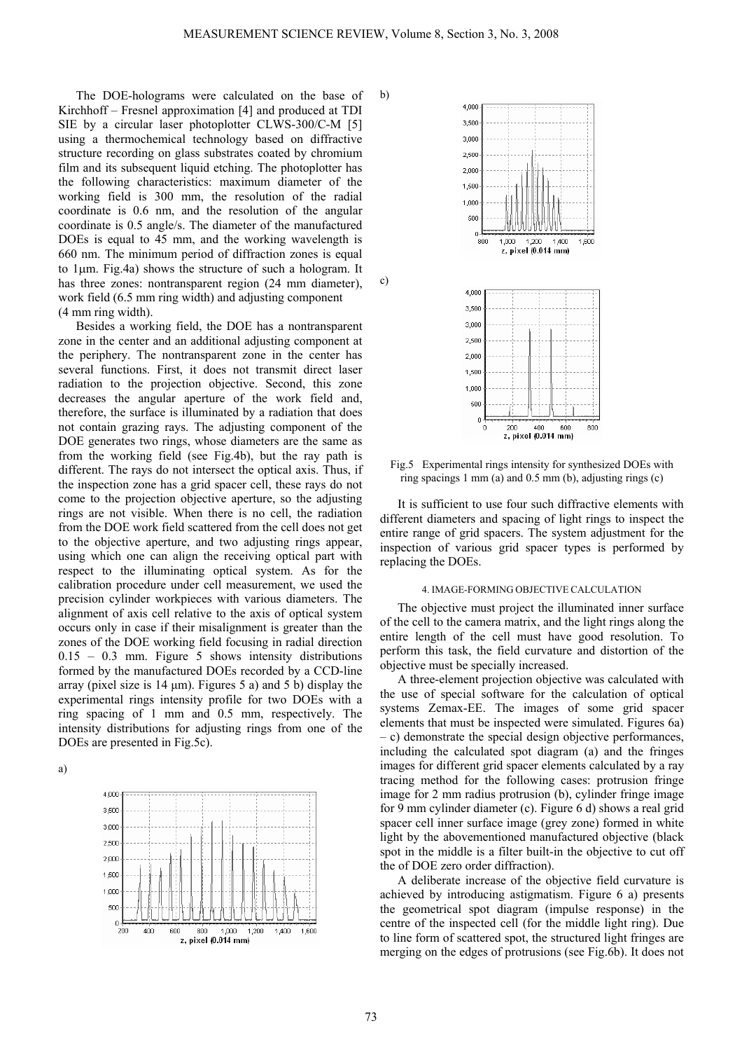The DOE-holograms were calculated on the base of Kirchhoff – Fresnel approximation [4] and produced at TDI SIE by a circular laser photoplotter CLWS-300/C-M [5] using a thermochemical technology based on diffractive structure recording on glass substrates coated by chromium film and its subsequent liquid etching. The photoplotter has the following characteristics: maximum diameter of the working field is 300 mm, the resolution of the radial coordinate is 0.6 nm, and the resolution of the angular coordinate is 0.5 angle/s. The diameter of the manufactured DOEs is equal to 45 mm, and the working wavelength is 660 nm. The minimum period of diffraction zones is equal to 1μm. Fig.4a) shows the structure of such a hologram. It has three zones: nontransparent region (24 mm diameter), work field (6.5 mm ring width) and adjusting component (4 mm ring width).

Besides a working field, the DOE has a nontransparent zone in the center and an additional adjusting component at the periphery. The nontransparent zone in the center has several functions. First, it does not transmit direct laser radiation to the projection objective. Second, this zone decreases the angular aperture of the work field and, therefore, the surface is illuminated by a radiation that does not contain grazing rays. The adjusting component of the DOE generates two rings, whose diameters are the same as from the working field (see Fig.4b), but the ray path is different. The rays do not intersect the optical axis. Thus, if the inspection zone has a grid spacer cell, these rays do not come to the projection objective aperture, so the adjusting rings are not visible. When there is no cell, the radiation from the DOE work field scattered from the cell does not get to the objective aperture, and two adjusting rings appear, using which one can align the receiving optical part with respect to the illuminating optical system. As for the calibration procedure under cell measurement, we used the precision cylinder workpieces with various diameters. The alignment of axis cell relative to the axis of optical system occurs only in case if their misalignment is greater than the zones of the DOE working field focusing in radial direction 0.15 – 0.3 mm. Figure 5 shows intensity distributions formed by the manufactured DOEs recorded by a CCD-line array (pixel size is 14 μm). Figures 5 a) and 5 b) display the experimental rings intensity profile for two DOEs with a ring spacing of 1 mm and 0.5 mm, respectively. The intensity distributions for adjusting rings from one of the DOEs are presented in Fig.5c).

Fig.5 Experimental rings intensity for synthesized DOEs with ring spacings 1 mm (a) and 0.5 mm (b), adjusting rings (c)

It is sufficient to use four such diffractive elements with different diameters and spacing of light rings to inspect the entire range of grid spacers. The system adjustment for the inspection of various grid spacer types is performed by replacing the DOEs.

## 4. IMAGE-FORMING OBJECTIVE CALCULATION

The objective must project the illuminated inner surface of the cell to the camera matrix, and the light rings along the entire length of the cell must have good resolution. To perform this task, the field curvature and distortion of the objective must be specially increased.

A three-element projection objective was calculated with the use of special software for the calculation of optical systems Zemax-EE. The images of some grid spacer elements that must be inspected were simulated. Figures 6a) – c) demonstrate the special design objective performances, including the calculated spot diagram (a) and the fringes images for different grid spacer elements calculated by a ray tracing method for the following cases: protrusion fringe image for 2 mm radius protrusion (b), cylinder fringe image for 9 mm cylinder diameter (c). Figure 6 d) shows a real grid spacer cell inner surface image (grey zone) formed in white light by the abovementioned manufactured objective (black spot in the middle is a filter built-in the objective to cut off the of DOE zero order diffraction).

A deliberate increase of the objective field curvature is achieved by introducing astigmatism. Figure 6 a) presents the geometrical spot diagram (impulse response) in the centre of the inspected cell (for the middle light ring). Due to line form of scattered spot, the structured light fringes are merging on the edges of protrusions (see Fig.6b). It does not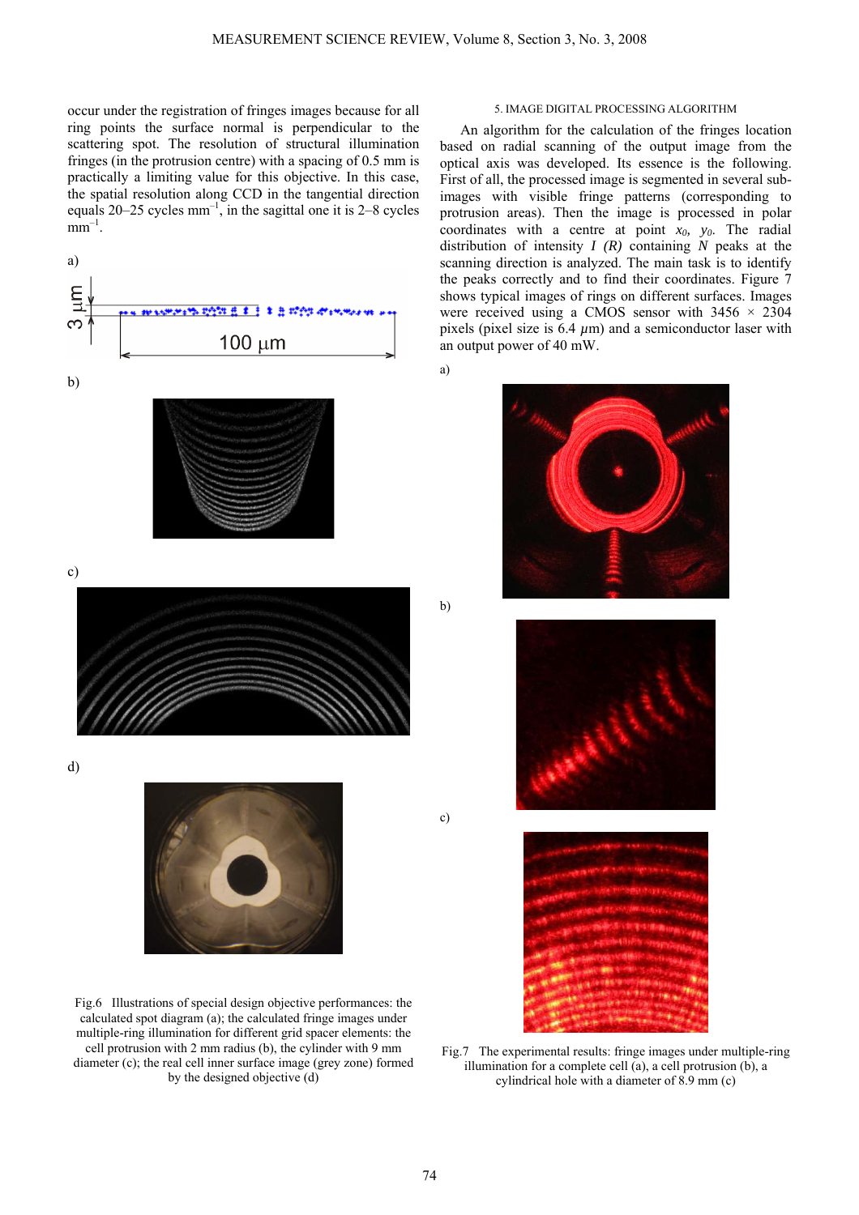occur under the registration of fringes images because for all ring points the surface normal is perpendicular to the scattering spot. The resolution of structural illumination fringes (in the protrusion centre) with a spacing of 0.5 mm is practically a limiting value for this objective. In this case, the spatial resolution along CCD in the tangential direction equals 20–25 cycles mm$^{-1}$, in the sagittal one it is 2–8 cycles mm$^{-1}$.

a)

b)

c)

d)

Fig.6 Illustrations of special design objective performances: the calculated spot diagram (a); the calculated fringe images under multiple-ring illumination for different grid spacer elements: the cell protrusion with 2 mm radius (b), the cylinder with 9 mm diameter (c); the real cell inner surface image (grey zone) formed by the designed objective (d)

## 5. IMAGE DIGITAL PROCESSING ALGORITHM

An algorithm for the calculation of the fringes location based on radial scanning of the output image from the optical axis was developed. Its essence is the following. First of all, the processed image is segmented in several sub-images with visible fringe patterns (corresponding to protrusion areas). Then the image is processed in polar coordinates with a centre at point $x_0$, $y_0$. The radial distribution of intensity $I(R)$ containing $N$ peaks at the scanning direction is analyzed. The main task is to identify the peaks correctly and to find their coordinates. Figure 7 shows typical images of rings on different surfaces. Images were received using a CMOS sensor with 3456 × 2304 pixels (pixel size is 6.4 $\mu$m) and a semiconductor laser with an output power of 40 mW.

a)

b)

c)

Fig.7 The experimental results: fringe images under multiple-ring illumination for a complete cell (a), a cell protrusion (b), a cylindrical hole with a diameter of 8.9 mm (c)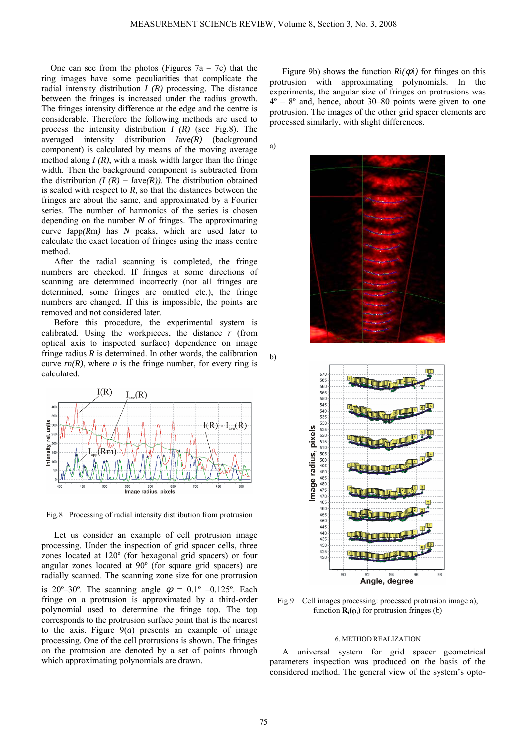One can see from the photos (Figures 7a – 7c) that the ring images have some peculiarities that complicate the radial intensity distribution *I (R)* processing. The distance between the fringes is increased under the radius growth. The fringes intensity difference at the edge and the centre is considerable. Therefore the following methods are used to process the intensity distribution *I (R)* (see Fig.8). The averaged intensity distribution *I*ave*(R)* (background component) is calculated by means of the moving average method along *I (R)*, with a mask width larger than the fringe width. Then the background component is subtracted from the distribution *(I (R)* − *I*ave*(R))*. The distribution obtained is scaled with respect to *R*, so that the distances between the fringes are about the same, and approximated by a Fourier series. The number of harmonics of the series is chosen depending on the number ***N*** of fringes. The approximating curve *I*app*(R*m*)* has *N* peaks, which are used later to calculate the exact location of fringes using the mass centre method.

After the radial scanning is completed, the fringe numbers are checked. If fringes at some directions of scanning are determined incorrectly (not all fringes are determined, some fringes are omitted etc.), the fringe numbers are changed. If this is impossible, the points are removed and not considered later.

Before this procedure, the experimental system is calibrated. Using the workpieces, the distance *r* (from optical axis to inspected surface) dependence on image fringe radius *R* is determined. In other words, the calibration curve *rn(R)*, where *n* is the fringe number, for every ring is calculated.

Fig.8 Processing of radial intensity distribution from protrusion

Let us consider an example of cell protrusion image processing. Under the inspection of grid spacer cells, three zones located at 120º (for hexagonal grid spacers) or four angular zones located at 90º (for square grid spacers) are radially scanned. The scanning zone size for one protrusion is 20º–30º. The scanning angle $\varphi$ = 0.1º –0.125º. Each fringe on a protrusion is approximated by a third-order polynomial used to determine the fringe top. The top corresponds to the protrusion surface point that is the nearest to the axis. Figure 9(*a*) presents an example of image processing. One of the cell protrusions is shown. The fringes on the protrusion are denoted by a set of points through which approximating polynomials are drawn.

Figure 9b) shows the function $R_i(\varphi_i)$ for fringes on this protrusion with approximating polynomials. In the experiments, the angular size of fringes on protrusions was 4º – 8º and, hence, about 30–80 points were given to one protrusion. The images of the other grid spacer elements are processed similarly, with slight differences.

Fig.9 Cell images processing: processed protrusion image a), function $\mathbf{R}_i(\varphi_i)$ for protrusion fringes (b)

### 6. METHOD REALIZATION

A universal system for grid spacer geometrical parameters inspection was produced on the basis of the considered method. The general view of the system's opto-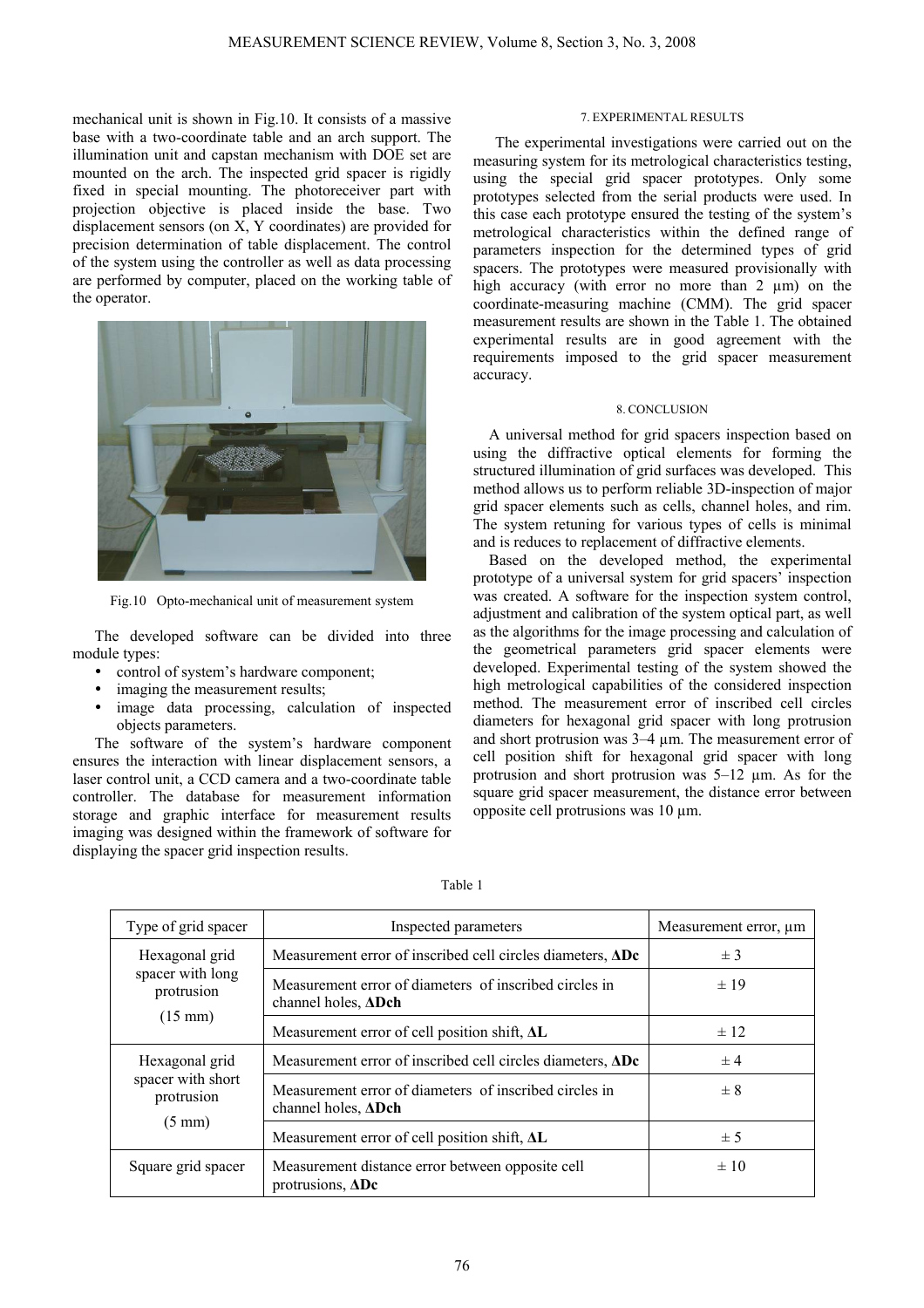mechanical unit is shown in Fig.10. It consists of a massive base with a two-coordinate table and an arch support. The illumination unit and capstan mechanism with DOE set are mounted on the arch. The inspected grid spacer is rigidly fixed in special mounting. The photoreceiver part with projection objective is placed inside the base. Two displacement sensors (on X, Y coordinates) are provided for precision determination of table displacement. The control of the system using the controller as well as data processing are performed by computer, placed on the working table of the operator.

Fig.10 Opto-mechanical unit of measurement system

The developed software can be divided into three module types:

- control of system's hardware component;
- imaging the measurement results;
- image data processing, calculation of inspected objects parameters.

The software of the system's hardware component ensures the interaction with linear displacement sensors, a laser control unit, a CCD camera and a two-coordinate table controller. The database for measurement information storage and graphic interface for measurement results imaging was designed within the framework of software for displaying the spacer grid inspection results.

## 7. EXPERIMENTAL RESULTS

The experimental investigations were carried out on the measuring system for its metrological characteristics testing, using the special grid spacer prototypes. Only some prototypes selected from the serial products were used. In this case each prototype ensured the testing of the system's metrological characteristics within the defined range of parameters inspection for the determined types of grid spacers. The prototypes were measured provisionally with high accuracy (with error no more than 2 µm) on the coordinate-measuring machine (CMM). The grid spacer measurement results are shown in the Table 1. The obtained experimental results are in good agreement with the requirements imposed to the grid spacer measurement accuracy.

## 8. CONCLUSION

A universal method for grid spacers inspection based on using the diffractive optical elements for forming the structured illumination of grid surfaces was developed. This method allows us to perform reliable 3D-inspection of major grid spacer elements such as cells, channel holes, and rim. The system retuning for various types of cells is minimal and is reduces to replacement of diffractive elements.

Based on the developed method, the experimental prototype of a universal system for grid spacers' inspection was created. A software for the inspection system control, adjustment and calibration of the system optical part, as well as the algorithms for the image processing and calculation of the geometrical parameters grid spacer elements were developed. Experimental testing of the system showed the high metrological capabilities of the considered inspection method. The measurement error of inscribed cell circles diameters for hexagonal grid spacer with long protrusion and short protrusion was 3–4 µm. The measurement error of cell position shift for hexagonal grid spacer with long protrusion and short protrusion was 5–12 µm. As for the square grid spacer measurement, the distance error between opposite cell protrusions was 10 µm.

Table 1

| Type of grid spacer | Inspected parameters | Measurement error, µm |
|---|---|---|
| Hexagonal grid spacer with long protrusion (15 mm) | Measurement error of inscribed cell circles diameters, **ΔDc** | ± 3 |
| | Measurement error of diameters of inscribed circles in channel holes, **ΔDch** | ± 19 |
| | Measurement error of cell position shift, **ΔL** | ± 12 |
| Hexagonal grid spacer with short protrusion (5 mm) | Measurement error of inscribed cell circles diameters, **ΔDc** | ± 4 |
| | Measurement error of diameters of inscribed circles in channel holes, **ΔDch** | ± 8 |
| | Measurement error of cell position shift, **ΔL** | ± 5 |
| Square grid spacer | Measurement distance error between opposite cell protrusions, **ΔDc** | ± 10 |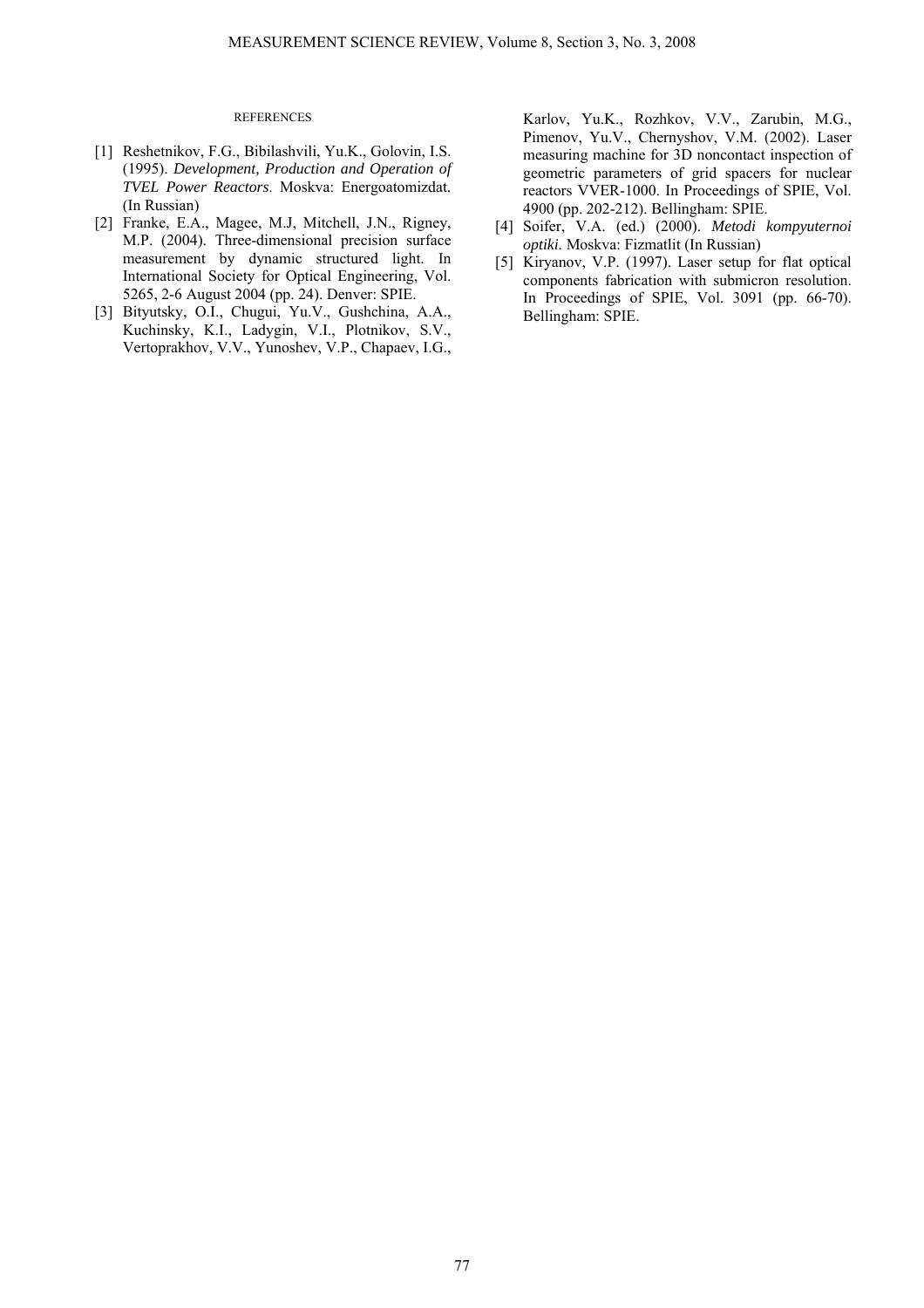## REFERENCES

[1] Reshetnikov, F.G., Bibilashvili, Yu.K., Golovin, I.S. (1995). *Development, Production and Operation of TVEL Power Reactors*. Moskva: Energoatomizdat. (In Russian)

[2] Franke, E.A., Magee, M.J, Mitchell, J.N., Rigney, M.P. (2004). Three-dimensional precision surface measurement by dynamic structured light. In International Society for Optical Engineering, Vol. 5265, 2-6 August 2004 (pp. 24). Denver: SPIE.

[3] Bityutsky, O.I., Chugui, Yu.V., Gushchina, A.A., Kuchinsky, K.I., Ladygin, V.I., Plotnikov, S.V., Vertoprakhov, V.V., Yunoshev, V.P., Chapaev, I.G., Karlov, Yu.K., Rozhkov, V.V., Zarubin, M.G., Pimenov, Yu.V., Chernyshov, V.M. (2002). Laser measuring machine for 3D noncontact inspection of geometric parameters of grid spacers for nuclear reactors VVER-1000. In Proceedings of SPIE, Vol. 4900 (pp. 202-212). Bellingham: SPIE.

[4] Soifer, V.A. (ed.) (2000). *Metodi kompyuternoi optiki.* Moskva: Fizmatlit (In Russian)

[5] Kiryanov, V.P. (1997). Laser setup for flat optical components fabrication with submicron resolution. In Proceedings of SPIE, Vol. 3091 (pp. 66-70). Bellingham: SPIE.